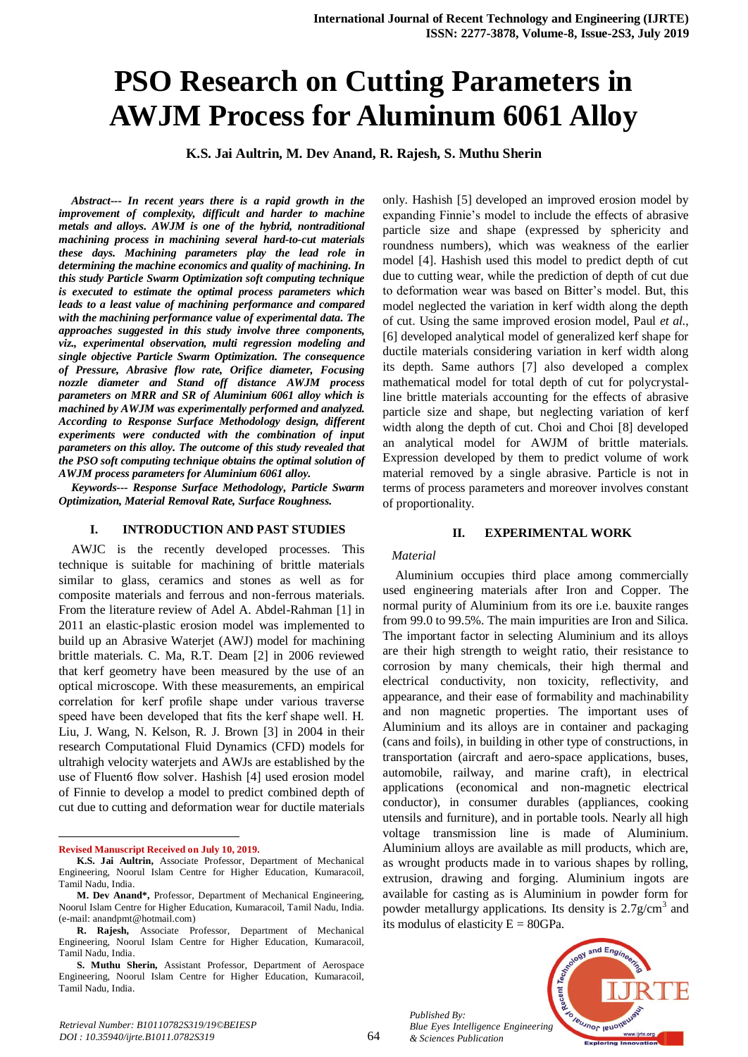# PSO Research on Cutting Parameters in AWJM Process for Aluminum 6061 Alloy

**K.S. Jai Aultrin, M. Dev Anand, R. Rajesh, S. Muthu Sherin**

***Abstract--- In recent years there is a rapid growth in the improvement of complexity, difficult and harder to machine metals and alloys. AWJM is one of the hybrid, nontraditional machining process in machining several hard-to-cut materials these days. Machining parameters play the lead role in determining the machine economics and quality of machining. In this study Particle Swarm Optimization soft computing technique is executed to estimate the optimal process parameters which leads to a least value of machining performance and compared with the machining performance value of experimental data. The approaches suggested in this study involve three components, viz., experimental observation, multi regression modeling and single objective Particle Swarm Optimization. The consequence of Pressure, Abrasive flow rate, Orifice diameter, Focusing nozzle diameter and Stand off distance AWJM process parameters on MRR and SR of Aluminium 6061 alloy which is machined by AWJM was experimentally performed and analyzed. According to Response Surface Methodology design, different experiments were conducted with the combination of input parameters on this alloy. The outcome of this study revealed that the PSO soft computing technique obtains the optimal solution of AWJM process parameters for Aluminium 6061 alloy.***

***Keywords--- Response Surface Methodology, Particle Swarm Optimization, Material Removal Rate, Surface Roughness.***

## I. INTRODUCTION AND PAST STUDIES

AWJC is the recently developed processes. This technique is suitable for machining of brittle materials similar to glass, ceramics and stones as well as for composite materials and ferrous and non-ferrous materials. From the literature review of Adel A. Abdel-Rahman [1] in 2011 an elastic-plastic erosion model was implemented to build up an Abrasive Waterjet (AWJ) model for machining brittle materials. C. Ma, R.T. Deam [2] in 2006 reviewed that kerf geometry have been measured by the use of an optical microscope. With these measurements, an empirical correlation for kerf profile shape under various traverse speed have been developed that fits the kerf shape well. H. Liu, J. Wang, N. Kelson, R. J. Brown [3] in 2004 in their research Computational Fluid Dynamics (CFD) models for ultrahigh velocity waterjets and AWJs are established by the use of Fluent6 flow solver. Hashish [4] used erosion model of Finnie to develop a model to predict combined depth of cut due to cutting and deformation wear for ductile materials only. Hashish [5] developed an improved erosion model by expanding Finnie's model to include the effects of abrasive particle size and shape (expressed by sphericity and roundness numbers), which was weakness of the earlier model [4]. Hashish used this model to predict depth of cut due to cutting wear, while the prediction of depth of cut due to deformation wear was based on Bitter's model. But, this model neglected the variation in kerf width along the depth of cut. Using the same improved erosion model, Paul *et al.*, [6] developed analytical model of generalized kerf shape for ductile materials considering variation in kerf width along its depth. Same authors [7] also developed a complex mathematical model for total depth of cut for polycrystal-line brittle materials accounting for the effects of abrasive particle size and shape, but neglecting variation of kerf width along the depth of cut. Choi and Choi [8] developed an analytical model for AWJM of brittle materials. Expression developed by them to predict volume of work material removed by a single abrasive. Particle is not in terms of process parameters and moreover involves constant of proportionality.

## II. EXPERIMENTAL WORK

*Material*

Aluminium occupies third place among commercially used engineering materials after Iron and Copper. The normal purity of Aluminium from its ore i.e. bauxite ranges from 99.0 to 99.5%. The main impurities are Iron and Silica. The important factor in selecting Aluminium and its alloys are their high strength to weight ratio, their resistance to corrosion by many chemicals, their high thermal and electrical conductivity, non toxicity, reflectivity, and appearance, and their ease of formability and machinability and non magnetic properties. The important uses of Aluminium and its alloys are in container and packaging (cans and foils), in building in other type of constructions, in transportation (aircraft and aero-space applications, buses, automobile, railway, and marine craft), in electrical applications (economical and non-magnetic electrical conductor), in consumer durables (appliances, cooking utensils and furniture), and in portable tools. Nearly all high voltage transmission line is made of Aluminium. Aluminium alloys are available as mill products, which are, as wrought products made in to various shapes by rolling, extrusion, drawing and forging. Aluminium ingots are available for casting as is Aluminium in powder form for powder metallurgy applications. Its density is $2.7 g/cm^3$ and its modulus of elasticity E = 80GPa.

---

**Revised Manuscript Received on July 10, 2019.**

**K.S. Jai Aultrin,** Associate Professor, Department of Mechanical Engineering, Noorul Islam Centre for Higher Education, Kumaracoil, Tamil Nadu, India.

**M. Dev Anand*,** Professor, Department of Mechanical Engineering, Noorul Islam Centre for Higher Education, Kumaracoil, Tamil Nadu, India. (e-mail: anandpmt@hotmail.com)

**R. Rajesh,** Associate Professor, Department of Mechanical Engineering, Noorul Islam Centre for Higher Education, Kumaracoil, Tamil Nadu, India.

**S. Muthu Sherin,** Assistant Professor, Department of Aerospace Engineering, Noorul Islam Centre for Higher Education, Kumaracoil, Tamil Nadu, India.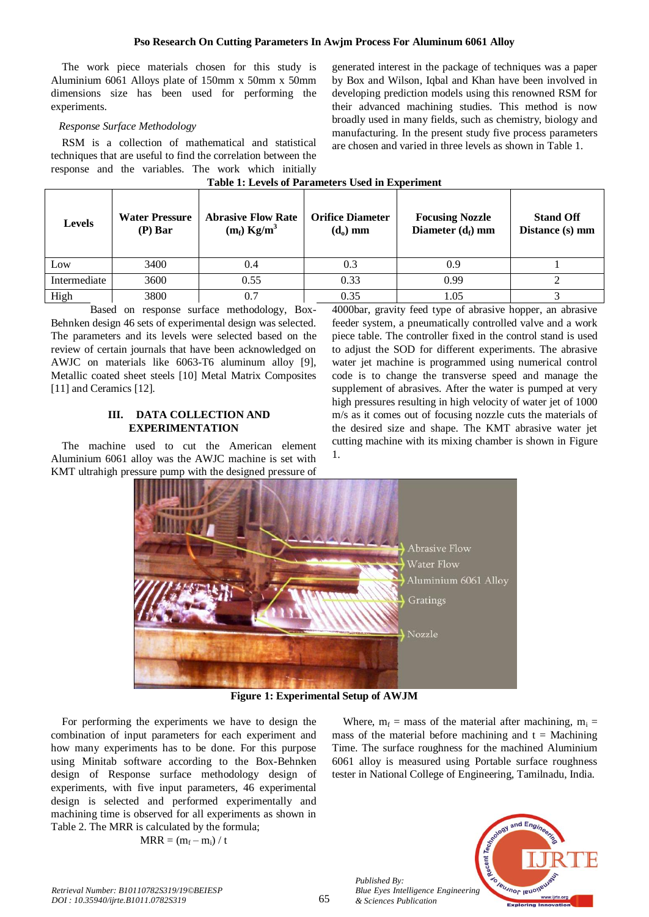The work piece materials chosen for this study is Aluminium 6061 Alloys plate of 150mm x 50mm x 50mm dimensions size has been used for performing the experiments.

*Response Surface Methodology*

RSM is a collection of mathematical and statistical techniques that are useful to find the correlation between the response and the variables. The work which initially generated interest in the package of techniques was a paper by Box and Wilson, Iqbal and Khan have been involved in developing prediction models using this renowned RSM for their advanced machining studies. This method is now broadly used in many fields, such as chemistry, biology and manufacturing. In the present study five process parameters are chosen and varied in three levels as shown in Table 1.

**Table 1: Levels of Parameters Used in Experiment**

| Levels | Water Pressure (P) Bar | Abrasive Flow Rate ($m_f$) Kg/m$^3$ | Orifice Diameter ($d_o$) mm | Focusing Nozzle Diameter ($d_f$) mm | Stand Off Distance (s) mm |
|---|---|---|---|---|---|
| Low | 3400 | 0.4 | 0.3 | 0.9 | 1 |
| Intermediate | 3600 | 0.55 | 0.33 | 0.99 | 2 |
| High | 3800 | 0.7 | 0.35 | 1.05 | 3 |

Based on response surface methodology, Box-Behnken design 46 sets of experimental design was selected. The parameters and its levels were selected based on the review of certain journals that have been acknowledged on AWJC on materials like 6063-T6 aluminum alloy [9], Metallic coated sheet steels [10] Metal Matrix Composites [11] and Ceramics [12].

## III. DATA COLLECTION AND EXPERIMENTATION

The machine used to cut the American element Aluminium 6061 alloy was the AWJC machine is set with KMT ultrahigh pressure pump with the designed pressure of 4000bar, gravity feed type of abrasive hopper, an abrasive feeder system, a pneumatically controlled valve and a work piece table. The controller fixed in the control stand is used to adjust the SOD for different experiments. The abrasive water jet machine is programmed using numerical control code is to change the transverse speed and manage the supplement of abrasives. After the water is pumped at very high pressures resulting in high velocity of water jet of 1000 m/s as it comes out of focusing nozzle cuts the materials of the desired size and shape. The KMT abrasive water jet cutting machine with its mixing chamber is shown in Figure 1.

**Figure 1: Experimental Setup of AWJM**

For performing the experiments we have to design the combination of input parameters for each experiment and how many experiments has to be done. For this purpose using Minitab software according to the Box-Behnken design of Response surface methodology design of experiments, with five input parameters, 46 experimental design is selected and performed experimentally and machining time is observed for all experiments as shown in Table 2. The MRR is calculated by the formula;

$$MRR = (m_f - m_i) / t$$

Where, $m_f$ = mass of the material after machining, $m_i$ = mass of the material before machining and t = Machining Time. The surface roughness for the machined Aluminium 6061 alloy is measured using Portable surface roughness tester in National College of Engineering, Tamilnadu, India.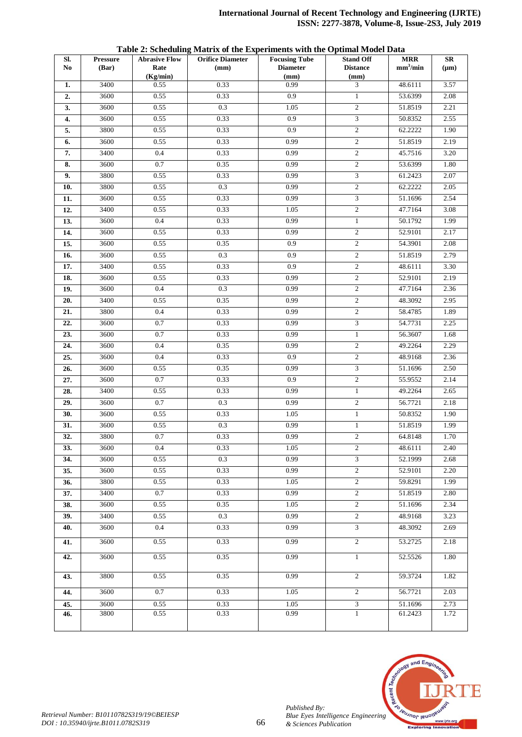**Table 2: Scheduling Matrix of the Experiments with the Optimal Model Data**

| Sl. No | Pressure (Bar) | Abrasive Flow Rate (Kg/min) | Orifice Diameter (mm) | Focusing Tube Diameter (mm) | Stand Off Distance (mm) | MRR $mm^3/min$ | SR (μm) |
|---|---|---|---|---|---|---|---|
| 1. | 3400 | 0.55 | 0.33 | 0.99 | 3 | 48.6111 | 3.57 |
| 2. | 3600 | 0.55 | 0.33 | 0.9 | 1 | 53.6399 | 2.08 |
| 3. | 3600 | 0.55 | 0.3 | 1.05 | 2 | 51.8519 | 2.21 |
| 4. | 3600 | 0.55 | 0.33 | 0.9 | 3 | 50.8352 | 2.55 |
| 5. | 3800 | 0.55 | 0.33 | 0.9 | 2 | 62.2222 | 1.90 |
| 6. | 3600 | 0.55 | 0.33 | 0.99 | 2 | 51.8519 | 2.19 |
| 7. | 3400 | 0.4 | 0.33 | 0.99 | 2 | 45.7516 | 3.20 |
| 8. | 3600 | 0.7 | 0.35 | 0.99 | 2 | 53.6399 | 1.80 |
| 9. | 3800 | 0.55 | 0.33 | 0.99 | 3 | 61.2423 | 2.07 |
| 10. | 3800 | 0.55 | 0.3 | 0.99 | 2 | 62.2222 | 2.05 |
| 11. | 3600 | 0.55 | 0.33 | 0.99 | 3 | 51.1696 | 2.54 |
| 12. | 3400 | 0.55 | 0.33 | 1.05 | 2 | 47.7164 | 3.08 |
| 13. | 3600 | 0.4 | 0.33 | 0.99 | 1 | 50.1792 | 1.99 |
| 14. | 3600 | 0.55 | 0.33 | 0.99 | 2 | 52.9101 | 2.17 |
| 15. | 3600 | 0.55 | 0.35 | 0.9 | 2 | 54.3901 | 2.08 |
| 16. | 3600 | 0.55 | 0.3 | 0.9 | 2 | 51.8519 | 2.79 |
| 17. | 3400 | 0.55 | 0.33 | 0.9 | 2 | 48.6111 | 3.30 |
| 18. | 3600 | 0.55 | 0.33 | 0.99 | 2 | 52.9101 | 2.19 |
| 19. | 3600 | 0.4 | 0.3 | 0.99 | 2 | 47.7164 | 2.36 |
| 20. | 3400 | 0.55 | 0.35 | 0.99 | 2 | 48.3092 | 2.95 |
| 21. | 3800 | 0.4 | 0.33 | 0.99 | 2 | 58.4785 | 1.89 |
| 22. | 3600 | 0.7 | 0.33 | 0.99 | 3 | 54.7731 | 2.25 |
| 23. | 3600 | 0.7 | 0.33 | 0.99 | 1 | 56.3607 | 1.68 |
| 24. | 3600 | 0.4 | 0.35 | 0.99 | 2 | 49.2264 | 2.29 |
| 25. | 3600 | 0.4 | 0.33 | 0.9 | 2 | 48.9168 | 2.36 |
| 26. | 3600 | 0.55 | 0.35 | 0.99 | 3 | 51.1696 | 2.50 |
| 27. | 3600 | 0.7 | 0.33 | 0.9 | 2 | 55.9552 | 2.14 |
| 28. | 3400 | 0.55 | 0.33 | 0.99 | 1 | 49.2264 | 2.65 |
| 29. | 3600 | 0.7 | 0.3 | 0.99 | 2 | 56.7721 | 2.18 |
| 30. | 3600 | 0.55 | 0.33 | 1.05 | 1 | 50.8352 | 1.90 |
| 31. | 3600 | 0.55 | 0.3 | 0.99 | 1 | 51.8519 | 1.99 |
| 32. | 3800 | 0.7 | 0.33 | 0.99 | 2 | 64.8148 | 1.70 |
| 33. | 3600 | 0.4 | 0.33 | 1.05 | 2 | 48.6111 | 2.40 |
| 34. | 3600 | 0.55 | 0.3 | 0.99 | 3 | 52.1999 | 2.68 |
| 35. | 3600 | 0.55 | 0.33 | 0.99 | 2 | 52.9101 | 2.20 |
| 36. | 3800 | 0.55 | 0.33 | 1.05 | 2 | 59.8291 | 1.99 |
| 37. | 3400 | 0.7 | 0.33 | 0.99 | 2 | 51.8519 | 2.80 |
| 38. | 3600 | 0.55 | 0.35 | 1.05 | 2 | 51.1696 | 2.34 |
| 39. | 3400 | 0.55 | 0.3 | 0.99 | 2 | 48.9168 | 3.23 |
| 40. | 3600 | 0.4 | 0.33 | 0.99 | 3 | 48.3092 | 2.69 |
| 41. | 3600 | 0.55 | 0.33 | 0.99 | 2 | 53.2725 | 2.18 |
| 42. | 3600 | 0.55 | 0.35 | 0.99 | 1 | 52.5526 | 1.80 |
| 43. | 3800 | 0.55 | 0.35 | 0.99 | 2 | 59.3724 | 1.82 |
| 44. | 3600 | 0.7 | 0.33 | 1.05 | 2 | 56.7721 | 2.03 |
| 45. | 3600 | 0.55 | 0.33 | 1.05 | 3 | 51.1696 | 2.73 |
| 46. | 3800 | 0.55 | 0.33 | 0.99 | 1 | 61.2423 | 1.72 |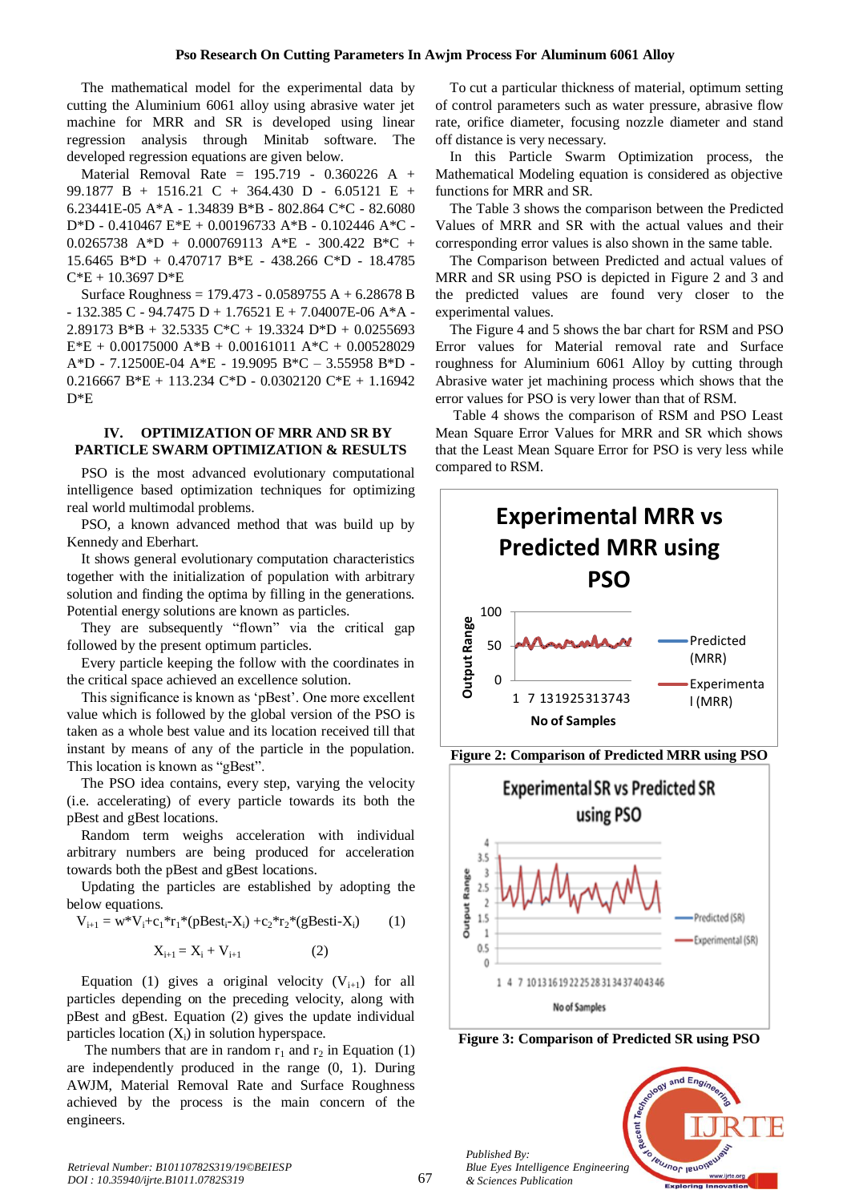The mathematical model for the experimental data by cutting the Aluminium 6061 alloy using abrasive water jet machine for MRR and SR is developed using linear regression analysis through Minitab software. The developed regression equations are given below.

Material Removal Rate = 195.719 - 0.360226 A + 99.1877 B + 1516.21 C + 364.430 D - 6.05121 E + 6.23441E-05 A*A - 1.34839 B*B - 802.864 C*C - 82.6080 D*D - 0.410467 E*E + 0.00196733 A*B - 0.102446 A*C - 0.0265738 A*D + 0.000769113 A*E - 300.422 B*C + 15.6465 B*D + 0.470717 B*E - 438.266 C*D - 18.4785 C*E + 10.3697 D*E

Surface Roughness = 179.473 - 0.0589755 A + 6.28678 B - 132.385 C - 94.7475 D + 1.76521 E + 7.04007E-06 A*A - 2.89173 B*B + 32.5335 C*C + 19.3324 D*D + 0.0255693 E*E + 0.00175000 A*B + 0.00161011 A*C + 0.00528029 A*D - 7.12500E-04 A*E - 19.9095 B*C – 3.55958 B*D - 0.216667 B*E + 113.234 C*D - 0.0302120 C*E + 1.16942 D*E

## IV. OPTIMIZATION OF MRR AND SR BY PARTICLE SWARM OPTIMIZATION & RESULTS

PSO is the most advanced evolutionary computational intelligence based optimization techniques for optimizing real world multimodal problems.

PSO, a known advanced method that was build up by Kennedy and Eberhart.

It shows general evolutionary computation characteristics together with the initialization of population with arbitrary solution and finding the optima by filling in the generations. Potential energy solutions are known as particles.

They are subsequently "flown" via the critical gap followed by the present optimum particles.

Every particle keeping the follow with the coordinates in the critical space achieved an excellence solution.

This significance is known as 'pBest'. One more excellent value which is followed by the global version of the PSO is taken as a whole best value and its location received till that instant by means of any of the particle in the population. This location is known as "gBest".

The PSO idea contains, every step, varying the velocity (i.e. accelerating) of every particle towards its both the pBest and gBest locations.

Random term weighs acceleration with individual arbitrary numbers are being produced for acceleration towards both the pBest and gBest locations.

Updating the particles are established by adopting the below equations.

$$V_{i+1} = w*V_i+c_1*r_1*(pBest_i-X_i) + c_2*r_2*(gBesti-X_i) \qquad (1)$$

$$X_{i+1} = X_i + V_{i+1} \qquad (2)$$

Equation (1) gives a original velocity ($V_{i+1}$) for all particles depending on the preceding velocity, along with pBest and gBest. Equation (2) gives the update individual particles location ($X_i$) in solution hyperspace.

The numbers that are in random $r_1$ and $r_2$ in Equation (1) are independently produced in the range (0, 1). During AWJM, Material Removal Rate and Surface Roughness achieved by the process is the main concern of the engineers.

To cut a particular thickness of material, optimum setting of control parameters such as water pressure, abrasive flow rate, orifice diameter, focusing nozzle diameter and stand off distance is very necessary.

In this Particle Swarm Optimization process, the Mathematical Modeling equation is considered as objective functions for MRR and SR.

The Table 3 shows the comparison between the Predicted Values of MRR and SR with the actual values and their corresponding error values is also shown in the same table.

The Comparison between Predicted and actual values of MRR and SR using PSO is depicted in Figure 2 and 3 and the predicted values are found very closer to the experimental values.

The Figure 4 and 5 shows the bar chart for RSM and PSO Error values for Material removal rate and Surface roughness for Aluminium 6061 Alloy by cutting through Abrasive water jet machining process which shows that the error values for PSO is very lower than that of RSM.

Table 4 shows the comparison of RSM and PSO Least Mean Square Error Values for MRR and SR which shows that the Least Mean Square Error for PSO is very less while compared to RSM.

**Figure 2: Comparison of Predicted MRR using PSO**

**Figure 3: Comparison of Predicted SR using PSO**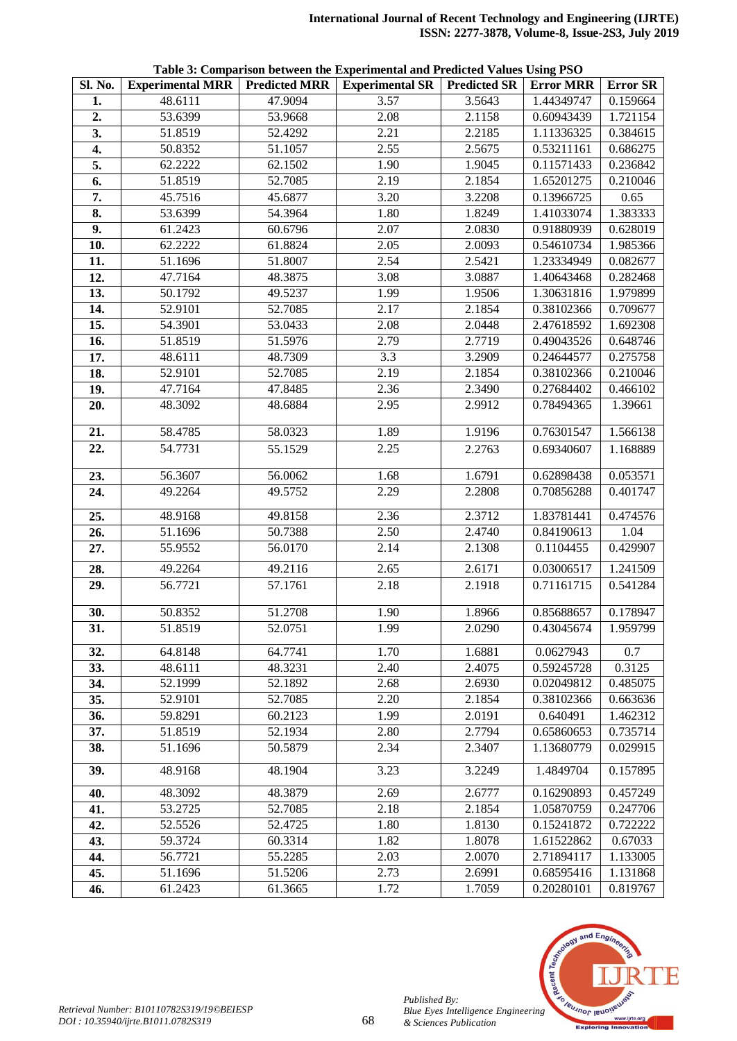**Table 3: Comparison between the Experimental and Predicted Values Using PSO**

| Sl. No. | Experimental MRR | Predicted MRR | Experimental SR | Predicted SR | Error MRR | Error SR |
|---|---|---|---|---|---|---|
| 1. | 48.6111 | 47.9094 | 3.57 | 3.5643 | 1.44349747 | 0.159664 |
| 2. | 53.6399 | 53.9668 | 2.08 | 2.1158 | 0.60943439 | 1.721154 |
| 3. | 51.8519 | 52.4292 | 2.21 | 2.2185 | 1.11336325 | 0.384615 |
| 4. | 50.8352 | 51.1057 | 2.55 | 2.5675 | 0.53211161 | 0.686275 |
| 5. | 62.2222 | 62.1502 | 1.90 | 1.9045 | 0.11571433 | 0.236842 |
| 6. | 51.8519 | 52.7085 | 2.19 | 2.1854 | 1.65201275 | 0.210046 |
| 7. | 45.7516 | 45.6877 | 3.20 | 3.2208 | 0.13966725 | 0.65 |
| 8. | 53.6399 | 54.3964 | 1.80 | 1.8249 | 1.41033074 | 1.383333 |
| 9. | 61.2423 | 60.6796 | 2.07 | 2.0830 | 0.91880939 | 0.628019 |
| 10. | 62.2222 | 61.8824 | 2.05 | 2.0093 | 0.54610734 | 1.985366 |
| 11. | 51.1696 | 51.8007 | 2.54 | 2.5421 | 1.23334949 | 0.082677 |
| 12. | 47.7164 | 48.3875 | 3.08 | 3.0887 | 1.40643468 | 0.282468 |
| 13. | 50.1792 | 49.5237 | 1.99 | 1.9506 | 1.30631816 | 1.979899 |
| 14. | 52.9101 | 52.7085 | 2.17 | 2.1854 | 0.38102366 | 0.709677 |
| 15. | 54.3901 | 53.0433 | 2.08 | 2.0448 | 2.47618592 | 1.692308 |
| 16. | 51.8519 | 51.5976 | 2.79 | 2.7719 | 0.49043526 | 0.648746 |
| 17. | 48.6111 | 48.7309 | 3.3 | 3.2909 | 0.24644577 | 0.275758 |
| 18. | 52.9101 | 52.7085 | 2.19 | 2.1854 | 0.38102366 | 0.210046 |
| 19. | 47.7164 | 47.8485 | 2.36 | 2.3490 | 0.27684402 | 0.466102 |
| 20. | 48.3092 | 48.6884 | 2.95 | 2.9912 | 0.78494365 | 1.39661 |
| 21. | 58.4785 | 58.0323 | 1.89 | 1.9196 | 0.76301547 | 1.566138 |
| 22. | 54.7731 | 55.1529 | 2.25 | 2.2763 | 0.69340607 | 1.168889 |
| 23. | 56.3607 | 56.0062 | 1.68 | 1.6791 | 0.62898438 | 0.053571 |
| 24. | 49.2264 | 49.5752 | 2.29 | 2.2808 | 0.70856288 | 0.401747 |
| 25. | 48.9168 | 49.8158 | 2.36 | 2.3712 | 1.83781441 | 0.474576 |
| 26. | 51.1696 | 50.7388 | 2.50 | 2.4740 | 0.84190613 | 1.04 |
| 27. | 55.9552 | 56.0170 | 2.14 | 2.1308 | 0.1104455 | 0.429907 |
| 28. | 49.2264 | 49.2116 | 2.65 | 2.6171 | 0.03006517 | 1.241509 |
| 29. | 56.7721 | 57.1761 | 2.18 | 2.1918 | 0.71161715 | 0.541284 |
| 30. | 50.8352 | 51.2708 | 1.90 | 1.8966 | 0.85688657 | 0.178947 |
| 31. | 51.8519 | 52.0751 | 1.99 | 2.0290 | 0.43045674 | 1.959799 |
| 32. | 64.8148 | 64.7741 | 1.70 | 1.6881 | 0.0627943 | 0.7 |
| 33. | 48.6111 | 48.3231 | 2.40 | 2.4075 | 0.59245728 | 0.3125 |
| 34. | 52.1999 | 52.1892 | 2.68 | 2.6930 | 0.02049812 | 0.485075 |
| 35. | 52.9101 | 52.7085 | 2.20 | 2.1854 | 0.38102366 | 0.663636 |
| 36. | 59.8291 | 60.2123 | 1.99 | 2.0191 | 0.640491 | 1.462312 |
| 37. | 51.8519 | 52.1934 | 2.80 | 2.7794 | 0.65860653 | 0.735714 |
| 38. | 51.1696 | 50.5879 | 2.34 | 2.3407 | 1.13680779 | 0.029915 |
| 39. | 48.9168 | 48.1904 | 3.23 | 3.2249 | 1.4849704 | 0.157895 |
| 40. | 48.3092 | 48.3879 | 2.69 | 2.6777 | 0.16290893 | 0.457249 |
| 41. | 53.2725 | 52.7085 | 2.18 | 2.1854 | 1.05870759 | 0.247706 |
| 42. | 52.5526 | 52.4725 | 1.80 | 1.8130 | 0.15241872 | 0.722222 |
| 43. | 59.3724 | 60.3314 | 1.82 | 1.8078 | 1.61522862 | 0.67033 |
| 44. | 56.7721 | 55.2285 | 2.03 | 2.0070 | 2.71894117 | 1.133005 |
| 45. | 51.1696 | 51.5206 | 2.73 | 2.6991 | 0.68595416 | 1.131868 |
| 46. | 61.2423 | 61.3665 | 1.72 | 1.7059 | 0.20280101 | 0.819767 |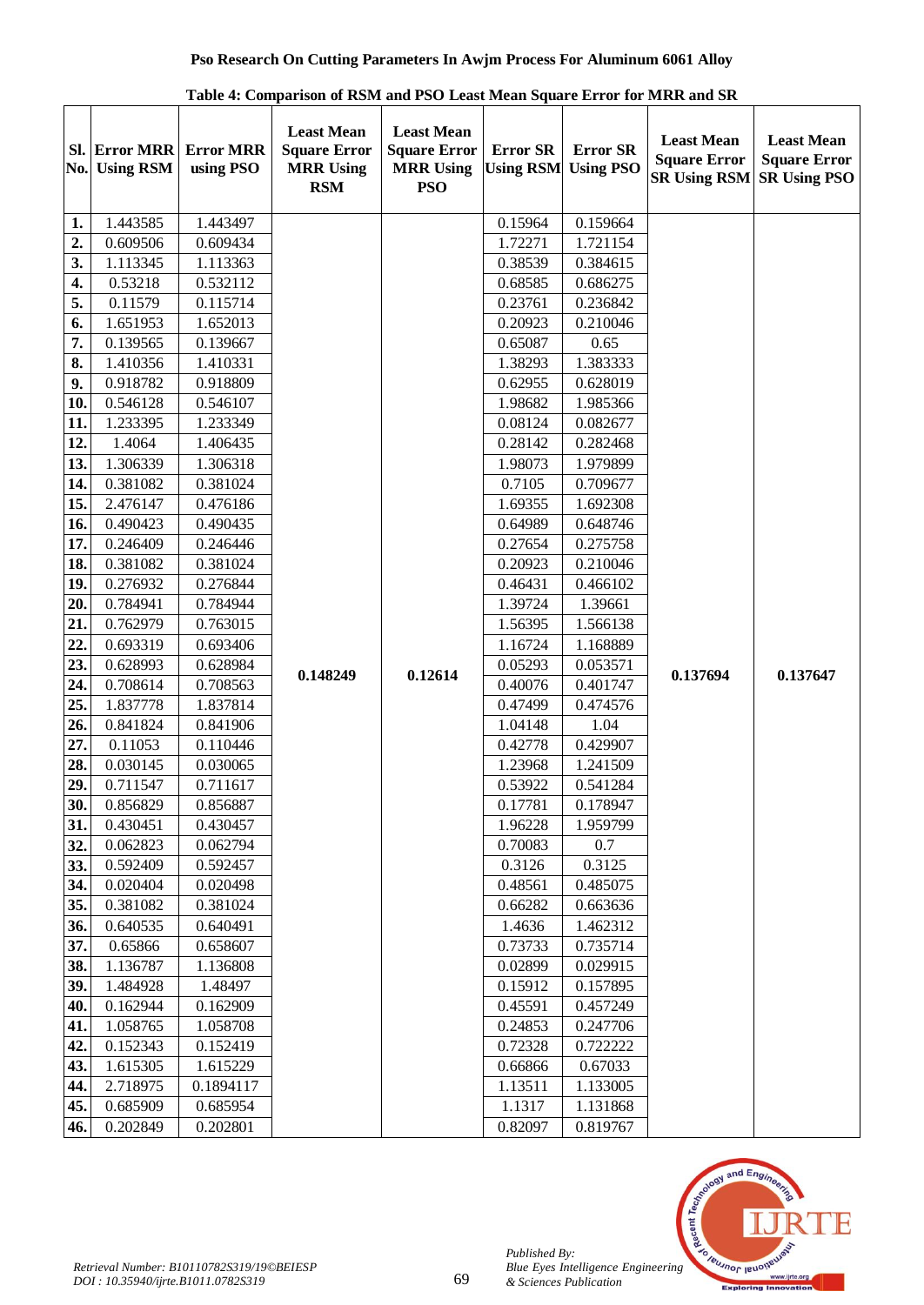Table 4: Comparison of RSM and PSO Least Mean Square Error for MRR and SR

| Sl. No. | Error MRR Using RSM | Error MRR using PSO | Least Mean Square Error MRR Using RSM | Least Mean Square Error MRR Using PSO | Error SR Using RSM | Error SR Using PSO | Least Mean Square Error SR Using RSM | Least Mean Square Error SR Using PSO |
|---|---|---|---|---|---|---|---|---|
| 1. | 1.443585 | 1.443497 | 0.148249 | 0.12614 | 0.15964 | 0.159664 | 0.137694 | 0.137647 |
| 2. | 0.609506 | 0.609434 | | | 1.72271 | 1.721154 | | |
| 3. | 1.113345 | 1.113363 | | | 0.38539 | 0.384615 | | |
| 4. | 0.53218 | 0.532112 | | | 0.68585 | 0.686275 | | |
| 5. | 0.11579 | 0.115714 | | | 0.23761 | 0.236842 | | |
| 6. | 1.651953 | 1.652013 | | | 0.20923 | 0.210046 | | |
| 7. | 0.139565 | 0.139667 | | | 0.65087 | 0.65 | | |
| 8. | 1.410356 | 1.410331 | | | 1.38293 | 1.383333 | | |
| 9. | 0.918782 | 0.918809 | | | 0.62955 | 0.628019 | | |
| 10. | 0.546128 | 0.546107 | | | 1.98682 | 1.985366 | | |
| 11. | 1.233395 | 1.233349 | | | 0.08124 | 0.082677 | | |
| 12. | 1.4064 | 1.406435 | | | 0.28142 | 0.282468 | | |
| 13. | 1.306339 | 1.306318 | | | 1.98073 | 1.979899 | | |
| 14. | 0.381082 | 0.381024 | | | 0.7105 | 0.709677 | | |
| 15. | 2.476147 | 0.476186 | | | 1.69355 | 1.692308 | | |
| 16. | 0.490423 | 0.490435 | | | 0.64989 | 0.648746 | | |
| 17. | 0.246409 | 0.246446 | | | 0.27654 | 0.275758 | | |
| 18. | 0.381082 | 0.381024 | | | 0.20923 | 0.210046 | | |
| 19. | 0.276932 | 0.276844 | | | 0.46431 | 0.466102 | | |
| 20. | 0.784941 | 0.784944 | | | 1.39724 | 1.39661 | | |
| 21. | 0.762979 | 0.763015 | | | 1.56395 | 1.566138 | | |
| 22. | 0.693319 | 0.693406 | | | 1.16724 | 1.168889 | | |
| 23. | 0.628993 | 0.628984 | | | 0.05293 | 0.053571 | | |
| 24. | 0.708614 | 0.708563 | | | 0.40076 | 0.401747 | | |
| 25. | 1.837778 | 1.837814 | | | 0.47499 | 0.474576 | | |
| 26. | 0.841824 | 0.841906 | | | 1.04148 | 1.04 | | |
| 27. | 0.11053 | 0.110446 | | | 0.42778 | 0.429907 | | |
| 28. | 0.030145 | 0.030065 | | | 1.23968 | 1.241509 | | |
| 29. | 0.711547 | 0.711617 | | | 0.53922 | 0.541284 | | |
| 30. | 0.856829 | 0.856887 | | | 0.17781 | 0.178947 | | |
| 31. | 0.430451 | 0.430457 | | | 1.96228 | 1.959799 | | |
| 32. | 0.062823 | 0.062794 | | | 0.70083 | 0.7 | | |
| 33. | 0.592409 | 0.592457 | | | 0.3126 | 0.3125 | | |
| 34. | 0.020404 | 0.020498 | | | 0.48561 | 0.485075 | | |
| 35. | 0.381082 | 0.381024 | | | 0.66282 | 0.663636 | | |
| 36. | 0.640535 | 0.640491 | | | 1.4636 | 1.462312 | | |
| 37. | 0.65866 | 0.658607 | | | 0.73733 | 0.735714 | | |
| 38. | 1.136787 | 1.136808 | | | 0.02899 | 0.029915 | | |
| 39. | 1.484928 | 1.48497 | | | 0.15912 | 0.157895 | | |
| 40. | 0.162944 | 0.162909 | | | 0.45591 | 0.457249 | | |
| 41. | 1.058765 | 1.058708 | | | 0.24853 | 0.247706 | | |
| 42. | 0.152343 | 0.152419 | | | 0.72328 | 0.722222 | | |
| 43. | 1.615305 | 1.615229 | | | 0.66866 | 0.67033 | | |
| 44. | 2.718975 | 0.1894117 | | | 1.13511 | 1.133005 | | |
| 45. | 0.685909 | 0.685954 | | | 1.1317 | 1.131868 | | |
| 46. | 0.202849 | 0.202801 | | | 0.82097 | 0.819767 | | |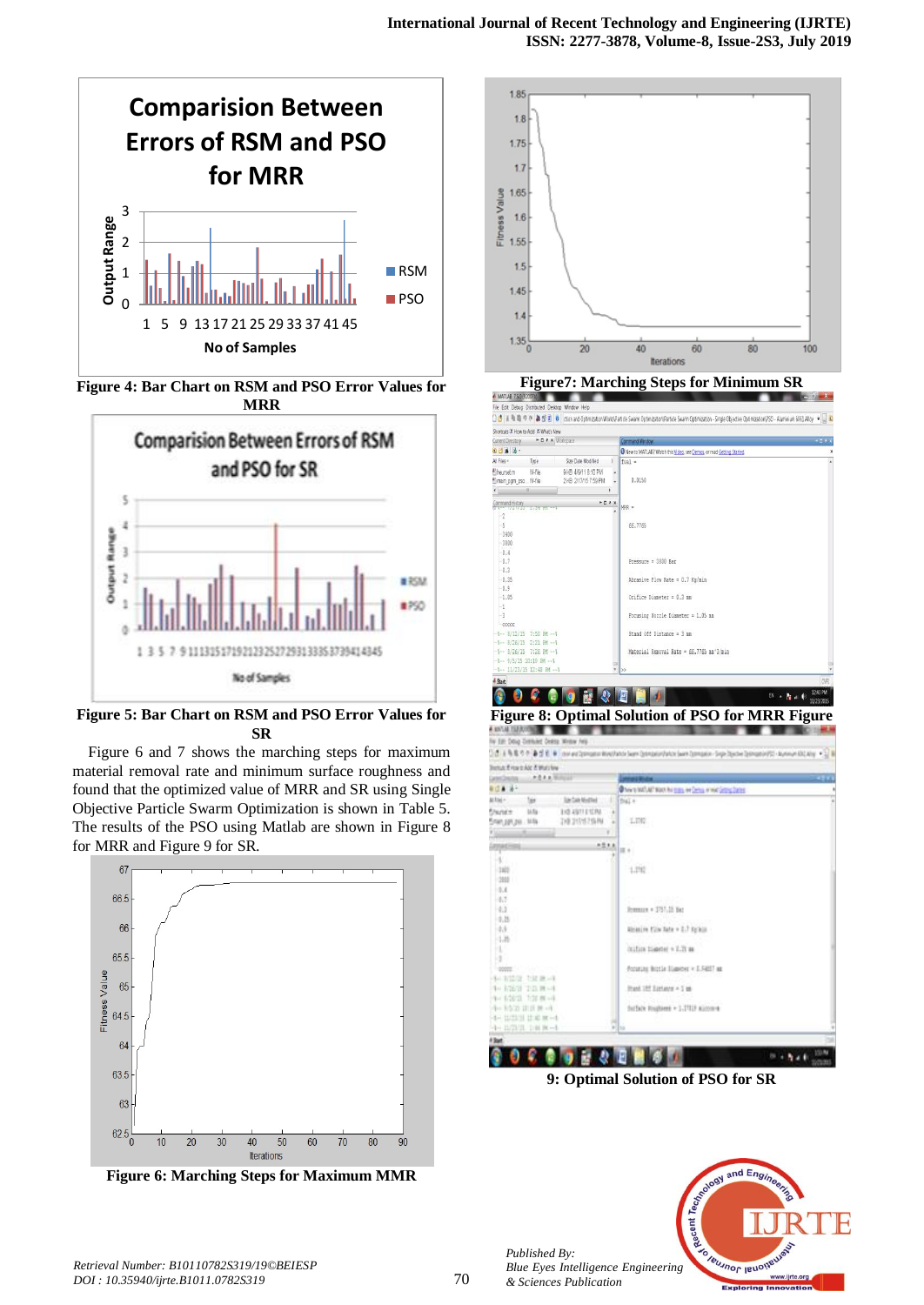Figure 4: Bar Chart on RSM and PSO Error Values for MRR

Figure 5: Bar Chart on RSM and PSO Error Values for SR

Figure 6 and 7 shows the marching steps for maximum material removal rate and minimum surface roughness and found that the optimized value of MRR and SR using Single Objective Particle Swarm Optimization is shown in Table 5. The results of the PSO using Matlab are shown in Figure 8 for MRR and Figure 9 for SR.

Figure 6: Marching Steps for Maximum MMR

Figure7: Marching Steps for Minimum SR

Figure 8: Optimal Solution of PSO for MRR Figure

9: Optimal Solution of PSO for SR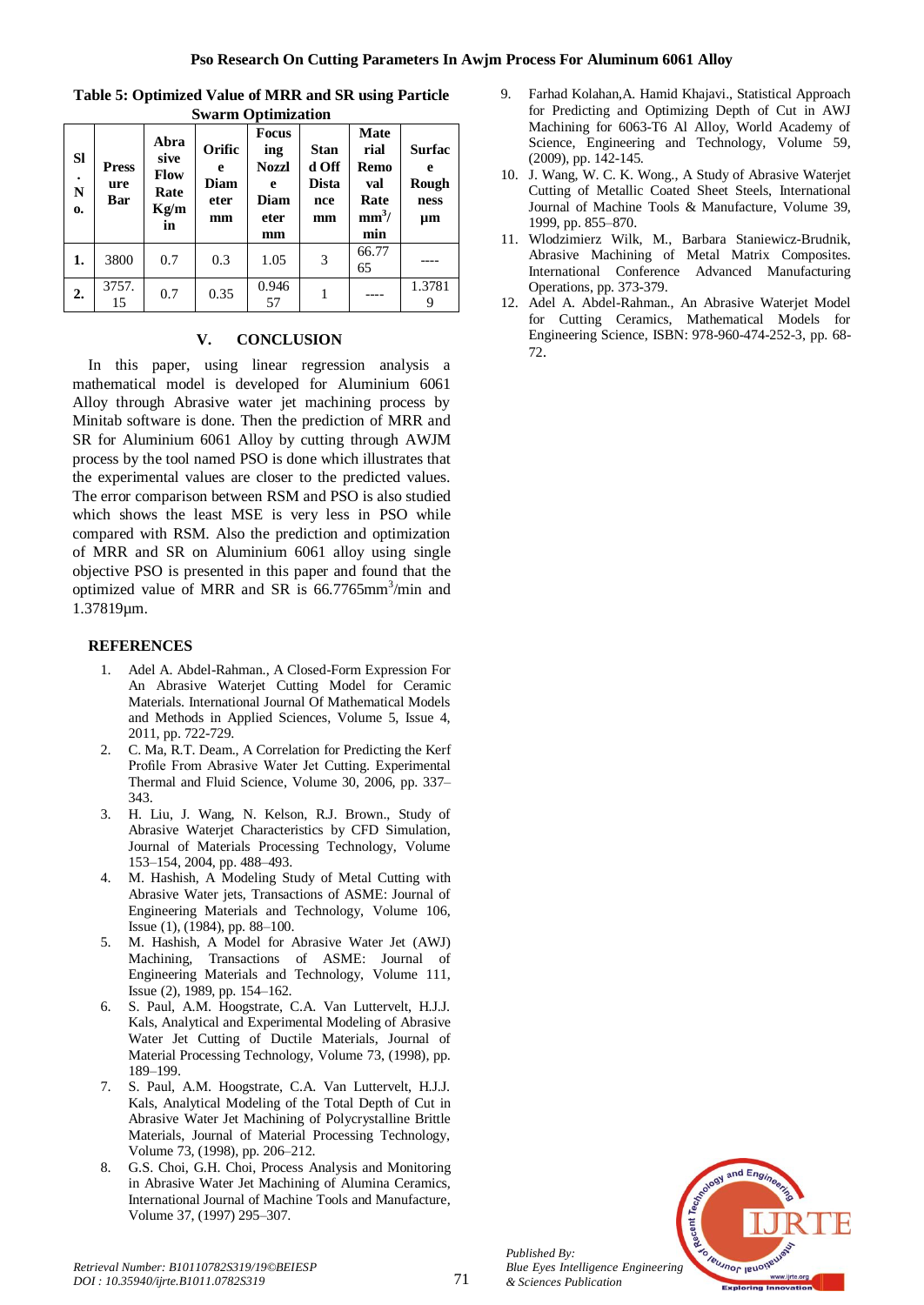**Table 5: Optimized Value of MRR and SR using Particle Swarm Optimization**

| Sl. No. | Pressure Bar | Abrasive Flow Rate Kg/min | Orifice Diameter mm | Focusing Nozzle Diameter mm | Stand Off Distance mm | Material Removal Rate $mm^3$/min | Surface Roughness µm |
|---|---|---|---|---|---|---|---|
| **1.** | 3800 | 0.7 | 0.3 | 1.05 | 3 | 66.7765 | ---- |
| **2.** | 3757.15 | 0.7 | 0.35 | 0.94657 | 1 | ---- | 1.37819 |

## V. CONCLUSION

In this paper, using linear regression analysis a mathematical model is developed for Aluminium 6061 Alloy through Abrasive water jet machining process by Minitab software is done. Then the prediction of MRR and SR for Aluminium 6061 Alloy by cutting through AWJM process by the tool named PSO is done which illustrates that the experimental values are closer to the predicted values. The error comparison between RSM and PSO is also studied which shows the least MSE is very less in PSO while compared with RSM. Also the prediction and optimization of MRR and SR on Aluminium 6061 alloy using single objective PSO is presented in this paper and found that the optimized value of MRR and SR is 66.7765mm$^3$/min and 1.37819µm.

## REFERENCES

1. Adel A. Abdel-Rahman., A Closed-Form Expression For An Abrasive Waterjet Cutting Model for Ceramic Materials. International Journal Of Mathematical Models and Methods in Applied Sciences, Volume 5, Issue 4, 2011, pp. 722-729.
2. C. Ma, R.T. Deam., A Correlation for Predicting the Kerf Profile From Abrasive Water Jet Cutting. Experimental Thermal and Fluid Science, Volume 30, 2006, pp. 337–343.
3. H. Liu, J. Wang, N. Kelson, R.J. Brown., Study of Abrasive Waterjet Characteristics by CFD Simulation, Journal of Materials Processing Technology, Volume 153–154, 2004, pp. 488–493.
4. M. Hashish, A Modeling Study of Metal Cutting with Abrasive Water jets, Transactions of ASME: Journal of Engineering Materials and Technology, Volume 106, Issue (1), (1984), pp. 88–100.
5. M. Hashish, A Model for Abrasive Water Jet (AWJ) Machining, Transactions of ASME: Journal of Engineering Materials and Technology, Volume 111, Issue (2), 1989, pp. 154–162.
6. S. Paul, A.M. Hoogstrate, C.A. Van Luttervelt, H.J.J. Kals, Analytical and Experimental Modeling of Abrasive Water Jet Cutting of Ductile Materials, Journal of Material Processing Technology, Volume 73, (1998), pp. 189–199.
7. S. Paul, A.M. Hoogstrate, C.A. Van Luttervelt, H.J.J. Kals, Analytical Modeling of the Total Depth of Cut in Abrasive Water Jet Machining of Polycrystalline Brittle Materials, Journal of Material Processing Technology, Volume 73, (1998), pp. 206–212.
8. G.S. Choi, G.H. Choi, Process Analysis and Monitoring in Abrasive Water Jet Machining of Alumina Ceramics, International Journal of Machine Tools and Manufacture, Volume 37, (1997) 295–307.
9. Farhad Kolahan,A. Hamid Khajavi., Statistical Approach for Predicting and Optimizing Depth of Cut in AWJ Machining for 6063-T6 Al Alloy, World Academy of Science, Engineering and Technology, Volume 59, (2009), pp. 142-145.
10. J. Wang, W. C. K. Wong., A Study of Abrasive Waterjet Cutting of Metallic Coated Sheet Steels, International Journal of Machine Tools & Manufacture, Volume 39, 1999, pp. 855–870.
11. Wlodzimierz Wilk, M., Barbara Staniewicz-Brudnik, Abrasive Machining of Metal Matrix Composites. International Conference Advanced Manufacturing Operations, pp. 373-379.
12. Adel A. Abdel-Rahman., An Abrasive Waterjet Model for Cutting Ceramics, Mathematical Models for Engineering Science, ISBN: 978-960-474-252-3, pp. 68-72.